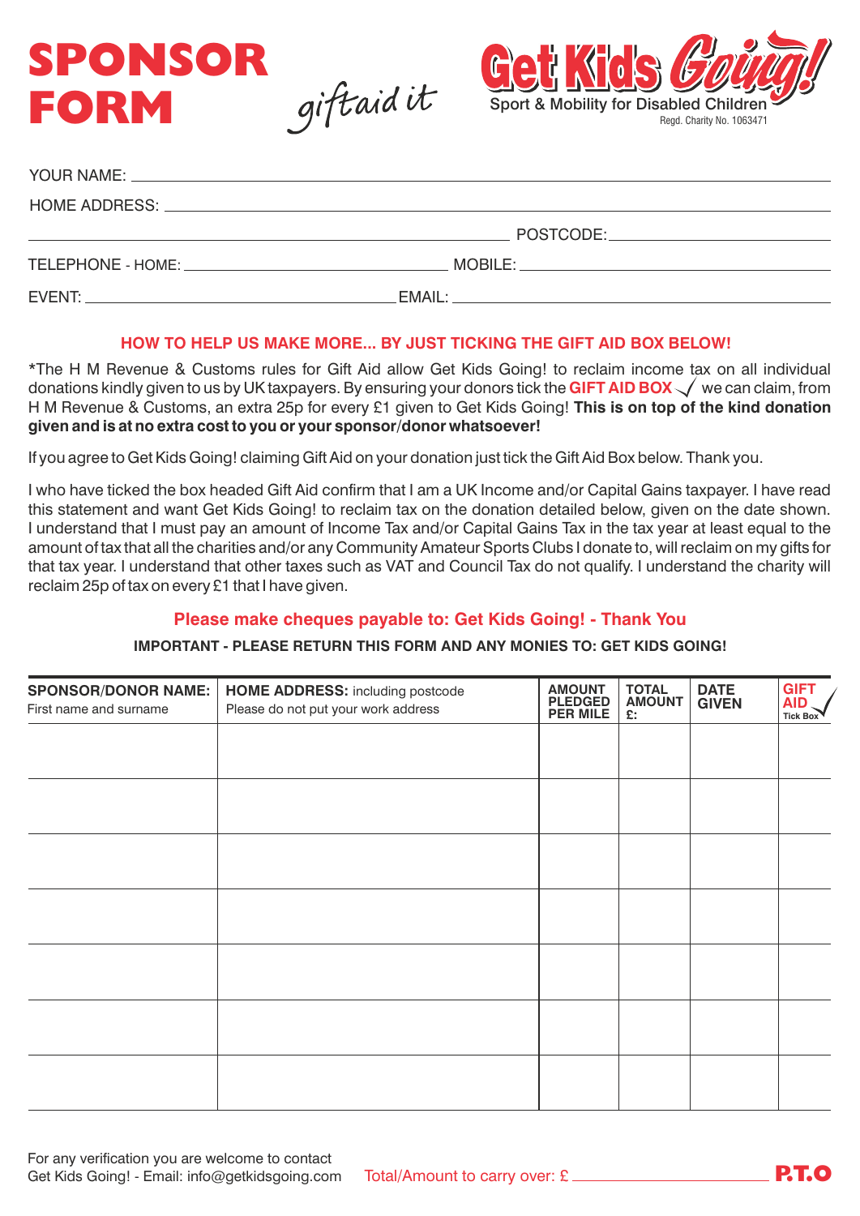# SPONSOR FORM

giftaid it

**Get Kids Going!**
Sport & Mobility for Disabled Children
Regd. Charity No. 1063471

YOUR NAME: ______________________________

HOME ADDRESS: ______________________________

______________________________ POSTCODE: ______________

TELEPHONE - HOME: ______________ MOBILE: ______________

EVENT: ______________ EMAIL: ______________

**HOW TO HELP US MAKE MORE... BY JUST TICKING THE GIFT AID BOX BELOW!**

*The H M Revenue & Customs rules for Gift Aid allow Get Kids Going! to reclaim income tax on all individual donations kindly given to us by UK taxpayers. By ensuring your donors tick the **GIFT AID BOX** ✓ we can claim, from H M Revenue & Customs, an extra 25p for every £1 given to Get Kids Going! **This is on top of the kind donation given and is at no extra cost to you or your sponsor/donor whatsoever!**

If you agree to Get Kids Going! claiming Gift Aid on your donation just tick the Gift Aid Box below. Thank you.

I who have ticked the box headed Gift Aid confirm that I am a UK Income and/or Capital Gains taxpayer. I have read this statement and want Get Kids Going! to reclaim tax on the donation detailed below, given on the date shown. I understand that I must pay an amount of Income Tax and/or Capital Gains Tax in the tax year at least equal to the amount of tax that all the charities and/or any Community Amateur Sports Clubs I donate to, will reclaim on my gifts for that tax year. I understand that other taxes such as VAT and Council Tax do not qualify. I understand the charity will reclaim 25p of tax on every £1 that I have given.

**Please make cheques payable to: Get Kids Going! - Thank You**

**IMPORTANT - PLEASE RETURN THIS FORM AND ANY MONIES TO: GET KIDS GOING!**

| **SPONSOR/DONOR NAME:** First name and surname | **HOME ADDRESS:** including postcode. Please do not put your work address | **AMOUNT PLEDGED PER MILE** | **TOTAL AMOUNT £:** | **DATE GIVEN** | **GIFT AID** Tick Box ✓ |
|---|---|---|---|---|---|
| | | | | | |
| | | | | | |
| | | | | | |
| | | | | | |
| | | | | | |
| | | | | | |
| | | | | | |

For any verification you are welcome to contact
Get Kids Going! - Email: info@getkidsgoing.com

Total/Amount to carry over: £ ______________

**P.T.O**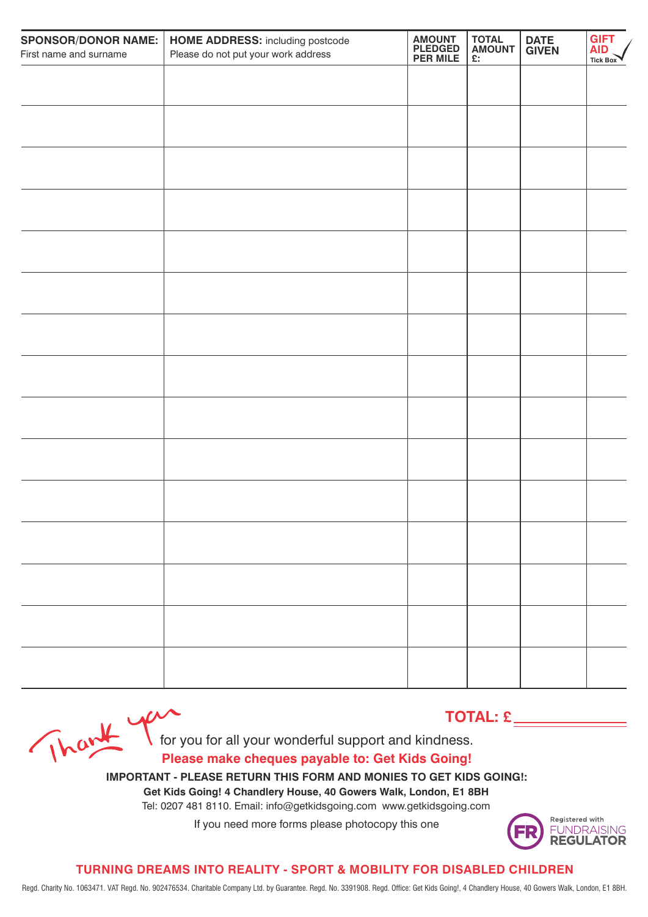| **SPONSOR/DONOR NAME:** First name and surname | **HOME ADDRESS:** including postcode Please do not put your work address | **AMOUNT PLEDGED PER MILE** | **TOTAL AMOUNT £:** | **DATE GIVEN** | **GIFT AID** Tick Box |
|---|---|---|---|---|---|
| | | | | | |
| | | | | | |
| | | | | | |
| | | | | | |
| | | | | | |
| | | | | | |
| | | | | | |
| | | | | | |
| | | | | | |
| | | | | | |
| | | | | | |
| | | | | | |
| | | | | | |
| | | | | | |
| | | | | | |

**TOTAL: £**\_\_\_\_\_\_\_\_\_\_\_\_

Thank you for you for all your wonderful support and kindness.

**Please make cheques payable to: Get Kids Going!**

**IMPORTANT - PLEASE RETURN THIS FORM AND MONIES TO GET KIDS GOING!:**

**Get Kids Going! 4 Chandlery House, 40 Gowers Walk, London, E1 8BH**

Tel: 0207 481 8110. Email: info@getkidsgoing.com www.getkidsgoing.com

If you need more forms please photocopy this one

Registered with FUNDRAISING REGULATOR

**TURNING DREAMS INTO REALITY - SPORT & MOBILITY FOR DISABLED CHILDREN**

Regd. Charity No. 1063471. VAT Regd. No. 902476534. Charitable Company Ltd. by Guarantee. Regd. No. 3391908. Regd. Office: Get Kids Going!, 4 Chandlery House, 40 Gowers Walk, London, E1 8BH.